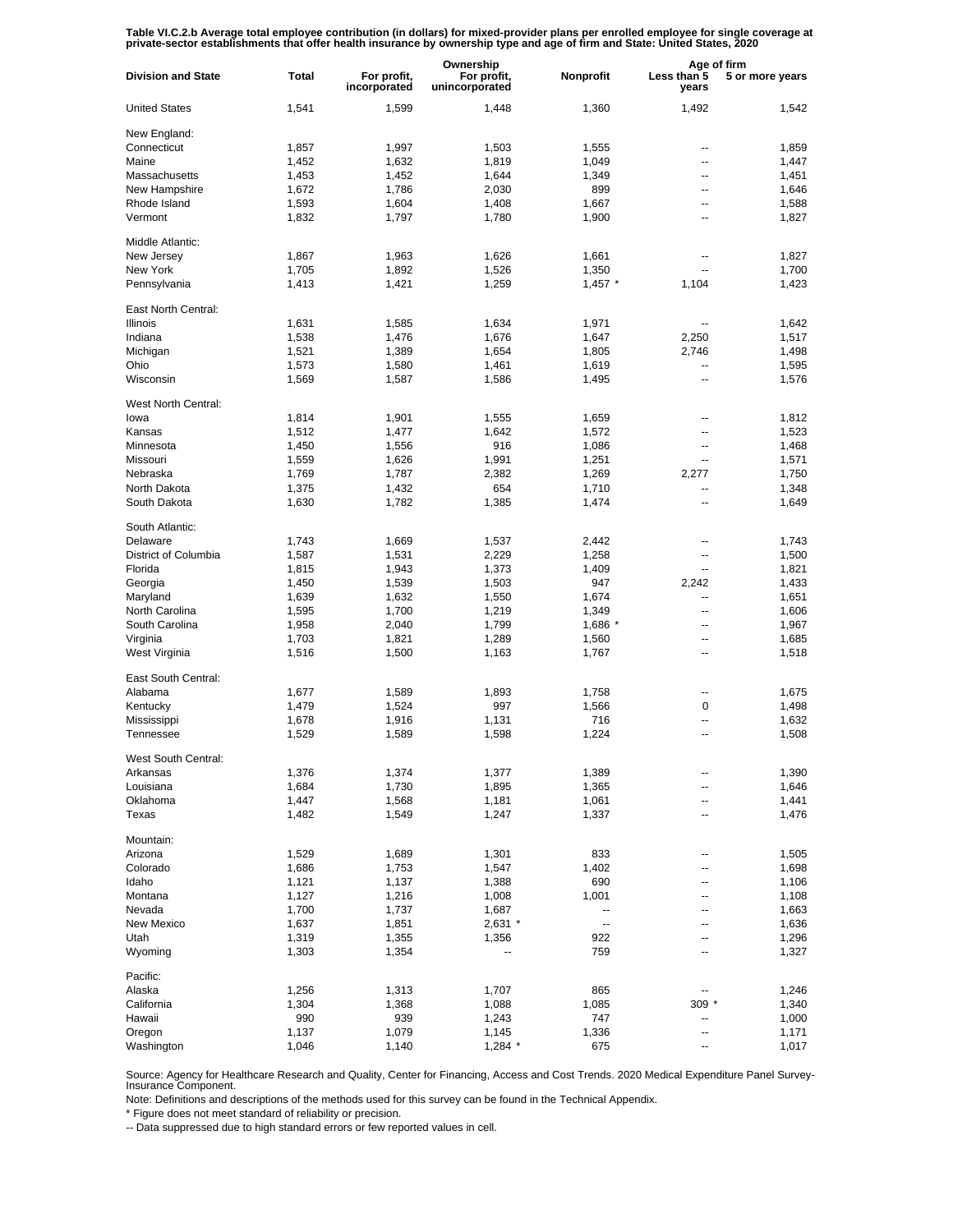**Table VI.C.2.b Average total employee contribution (in dollars) for mixed-provider plans per enrolled employee for single coverage at private-sector establishments that offer health insurance by ownership type and age of firm and State: United States, 2020**

| Division and State | Total | Ownership | | | Age of firm | |
|---|---|---|---|---|---|---|
| | | For profit, incorporated | For profit, unincorporated | Nonprofit | Less than 5 years | 5 or more years |
| United States | 1,541 | 1,599 | 1,448 | 1,360 | 1,492 | 1,542 |
| New England: | | | | | | |
| Connecticut | 1,857 | 1,997 | 1,503 | 1,555 | -- | 1,859 |
| Maine | 1,452 | 1,632 | 1,819 | 1,049 | -- | 1,447 |
| Massachusetts | 1,453 | 1,452 | 1,644 | 1,349 | -- | 1,451 |
| New Hampshire | 1,672 | 1,786 | 2,030 | 899 | -- | 1,646 |
| Rhode Island | 1,593 | 1,604 | 1,408 | 1,667 | -- | 1,588 |
| Vermont | 1,832 | 1,797 | 1,780 | 1,900 | -- | 1,827 |
| Middle Atlantic: | | | | | | |
| New Jersey | 1,867 | 1,963 | 1,626 | 1,661 | -- | 1,827 |
| New York | 1,705 | 1,892 | 1,526 | 1,350 | -- | 1,700 |
| Pennsylvania | 1,413 | 1,421 | 1,259 | 1,457 * | 1,104 | 1,423 |
| East North Central: | | | | | | |
| Illinois | 1,631 | 1,585 | 1,634 | 1,971 | -- | 1,642 |
| Indiana | 1,538 | 1,476 | 1,676 | 1,647 | 2,250 | 1,517 |
| Michigan | 1,521 | 1,389 | 1,654 | 1,805 | 2,746 | 1,498 |
| Ohio | 1,573 | 1,580 | 1,461 | 1,619 | -- | 1,595 |
| Wisconsin | 1,569 | 1,587 | 1,586 | 1,495 | -- | 1,576 |
| West North Central: | | | | | | |
| Iowa | 1,814 | 1,901 | 1,555 | 1,659 | -- | 1,812 |
| Kansas | 1,512 | 1,477 | 1,642 | 1,572 | -- | 1,523 |
| Minnesota | 1,450 | 1,556 | 916 | 1,086 | -- | 1,468 |
| Missouri | 1,559 | 1,626 | 1,991 | 1,251 | -- | 1,571 |
| Nebraska | 1,769 | 1,787 | 2,382 | 1,269 | 2,277 | 1,750 |
| North Dakota | 1,375 | 1,432 | 654 | 1,710 | -- | 1,348 |
| South Dakota | 1,630 | 1,782 | 1,385 | 1,474 | -- | 1,649 |
| South Atlantic: | | | | | | |
| Delaware | 1,743 | 1,669 | 1,537 | 2,442 | -- | 1,743 |
| District of Columbia | 1,587 | 1,531 | 2,229 | 1,258 | -- | 1,500 |
| Florida | 1,815 | 1,943 | 1,373 | 1,409 | -- | 1,821 |
| Georgia | 1,450 | 1,539 | 1,503 | 947 | 2,242 | 1,433 |
| Maryland | 1,639 | 1,632 | 1,550 | 1,674 | -- | 1,651 |
| North Carolina | 1,595 | 1,700 | 1,219 | 1,349 | -- | 1,606 |
| South Carolina | 1,958 | 2,040 | 1,799 | 1,686 * | -- | 1,967 |
| Virginia | 1,703 | 1,821 | 1,289 | 1,560 | -- | 1,685 |
| West Virginia | 1,516 | 1,500 | 1,163 | 1,767 | -- | 1,518 |
| East South Central: | | | | | | |
| Alabama | 1,677 | 1,589 | 1,893 | 1,758 | -- | 1,675 |
| Kentucky | 1,479 | 1,524 | 997 | 1,566 | 0 | 1,498 |
| Mississippi | 1,678 | 1,916 | 1,131 | 716 | -- | 1,632 |
| Tennessee | 1,529 | 1,589 | 1,598 | 1,224 | -- | 1,508 |
| West South Central: | | | | | | |
| Arkansas | 1,376 | 1,374 | 1,377 | 1,389 | -- | 1,390 |
| Louisiana | 1,684 | 1,730 | 1,895 | 1,365 | -- | 1,646 |
| Oklahoma | 1,447 | 1,568 | 1,181 | 1,061 | -- | 1,441 |
| Texas | 1,482 | 1,549 | 1,247 | 1,337 | -- | 1,476 |
| Mountain: | | | | | | |
| Arizona | 1,529 | 1,689 | 1,301 | 833 | -- | 1,505 |
| Colorado | 1,686 | 1,753 | 1,547 | 1,402 | -- | 1,698 |
| Idaho | 1,121 | 1,137 | 1,388 | 690 | -- | 1,106 |
| Montana | 1,127 | 1,216 | 1,008 | 1,001 | -- | 1,108 |
| Nevada | 1,700 | 1,737 | 1,687 | -- | -- | 1,663 |
| New Mexico | 1,637 | 1,851 | 2,631 * | -- | -- | 1,636 |
| Utah | 1,319 | 1,355 | 1,356 | 922 | -- | 1,296 |
| Wyoming | 1,303 | 1,354 | -- | 759 | -- | 1,327 |
| Pacific: | | | | | | |
| Alaska | 1,256 | 1,313 | 1,707 | 865 | -- | 1,246 |
| California | 1,304 | 1,368 | 1,088 | 1,085 | 309 * | 1,340 |
| Hawaii | 990 | 939 | 1,243 | 747 | -- | 1,000 |
| Oregon | 1,137 | 1,079 | 1,145 | 1,336 | -- | 1,171 |
| Washington | 1,046 | 1,140 | 1,284 * | 675 | -- | 1,017 |

Source: Agency for Healthcare Research and Quality, Center for Financing, Access and Cost Trends. 2020 Medical Expenditure Panel Survey-Insurance Component.

Note: Definitions and descriptions of the methods used for this survey can be found in the Technical Appendix.

* Figure does not meet standard of reliability or precision.

-- Data suppressed due to high standard errors or few reported values in cell.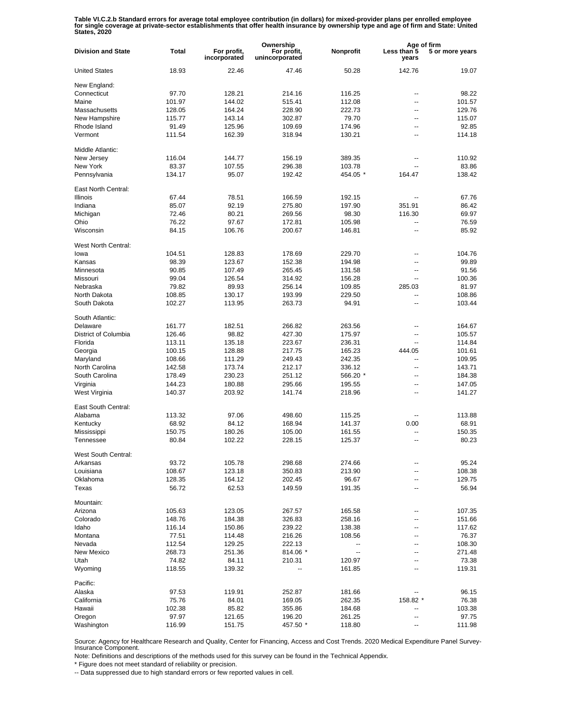**Table VI.C.2.b Standard errors for average total employee contribution (in dollars) for mixed-provider plans per enrolled employee for single coverage at private-sector establishments that offer health insurance by ownership type and age of firm and State: United States, 2020**

| Division and State | Total | Ownership: For profit, incorporated | Ownership: For profit, unincorporated | Ownership: Nonprofit | Age of firm: Less than 5 years | Age of firm: 5 or more years |
|---|---|---|---|---|---|---|
| United States | 18.93 | 22.46 | 47.46 | 50.28 | 142.76 | 19.07 |
| New England: | | | | | | |
| Connecticut | 97.70 | 128.21 | 214.16 | 116.25 | -- | 98.22 |
| Maine | 101.97 | 144.02 | 515.41 | 112.08 | -- | 101.57 |
| Massachusetts | 128.05 | 164.24 | 228.90 | 222.73 | -- | 129.76 |
| New Hampshire | 115.77 | 143.14 | 302.87 | 79.70 | -- | 115.07 |
| Rhode Island | 91.49 | 125.96 | 109.69 | 174.96 | -- | 92.85 |
| Vermont | 111.54 | 162.39 | 318.94 | 130.21 | -- | 114.18 |
| Middle Atlantic: | | | | | | |
| New Jersey | 116.04 | 144.77 | 156.19 | 389.35 | -- | 110.92 |
| New York | 83.37 | 107.55 | 296.38 | 103.78 | -- | 83.86 |
| Pennsylvania | 134.17 | 95.07 | 192.42 | 454.05 * | 164.47 | 138.42 |
| East North Central: | | | | | | |
| Illinois | 67.44 | 78.51 | 166.59 | 192.15 | -- | 67.76 |
| Indiana | 85.07 | 92.19 | 275.80 | 197.90 | 351.91 | 86.42 |
| Michigan | 72.46 | 80.21 | 269.56 | 98.30 | 116.30 | 69.97 |
| Ohio | 76.22 | 97.67 | 172.81 | 105.98 | -- | 76.59 |
| Wisconsin | 84.15 | 106.76 | 200.67 | 146.81 | -- | 85.92 |
| West North Central: | | | | | | |
| Iowa | 104.51 | 128.83 | 178.69 | 229.70 | -- | 104.76 |
| Kansas | 98.39 | 123.67 | 152.38 | 194.98 | -- | 99.89 |
| Minnesota | 90.85 | 107.49 | 265.45 | 131.58 | -- | 91.56 |
| Missouri | 99.04 | 126.54 | 314.92 | 156.28 | -- | 100.36 |
| Nebraska | 79.82 | 89.93 | 256.14 | 109.85 | 285.03 | 81.97 |
| North Dakota | 108.85 | 130.17 | 193.99 | 229.50 | -- | 108.86 |
| South Dakota | 102.27 | 113.95 | 263.73 | 94.91 | -- | 103.44 |
| South Atlantic: | | | | | | |
| Delaware | 161.77 | 182.51 | 266.82 | 263.56 | -- | 164.67 |
| District of Columbia | 126.46 | 98.82 | 427.30 | 175.97 | -- | 105.57 |
| Florida | 113.11 | 135.18 | 223.67 | 236.31 | -- | 114.84 |
| Georgia | 100.15 | 128.88 | 217.75 | 165.23 | 444.05 | 101.61 |
| Maryland | 108.66 | 111.29 | 249.43 | 242.35 | -- | 109.95 |
| North Carolina | 142.58 | 173.74 | 212.17 | 336.12 | -- | 143.71 |
| South Carolina | 178.49 | 230.23 | 251.12 | 566.20 * | -- | 184.38 |
| Virginia | 144.23 | 180.88 | 295.66 | 195.55 | -- | 147.05 |
| West Virginia | 140.37 | 203.92 | 141.74 | 218.96 | -- | 141.27 |
| East South Central: | | | | | | |
| Alabama | 113.32 | 97.06 | 498.60 | 115.25 | -- | 113.88 |
| Kentucky | 68.92 | 84.12 | 168.94 | 141.37 | 0.00 | 68.91 |
| Mississippi | 150.75 | 180.26 | 105.00 | 161.55 | -- | 150.35 |
| Tennessee | 80.84 | 102.22 | 228.15 | 125.37 | -- | 80.23 |
| West South Central: | | | | | | |
| Arkansas | 93.72 | 105.78 | 298.68 | 274.66 | -- | 95.24 |
| Louisiana | 108.67 | 123.18 | 350.83 | 213.90 | -- | 108.38 |
| Oklahoma | 128.35 | 164.12 | 202.45 | 96.67 | -- | 129.75 |
| Texas | 56.72 | 62.53 | 149.59 | 191.35 | -- | 56.94 |
| Mountain: | | | | | | |
| Arizona | 105.63 | 123.05 | 267.57 | 165.58 | -- | 107.35 |
| Colorado | 148.76 | 184.38 | 326.83 | 258.16 | -- | 151.66 |
| Idaho | 116.14 | 150.86 | 239.22 | 138.38 | -- | 117.62 |
| Montana | 77.51 | 114.48 | 216.26 | 108.56 | -- | 76.37 |
| Nevada | 112.54 | 129.25 | 222.13 | -- | -- | 108.30 |
| New Mexico | 268.73 | 251.36 | 814.06 * | -- | -- | 271.48 |
| Utah | 74.82 | 84.11 | 210.31 | 120.97 | -- | 73.38 |
| Wyoming | 118.55 | 139.32 | -- | 161.85 | -- | 119.31 |
| Pacific: | | | | | | |
| Alaska | 97.53 | 119.91 | 252.87 | 181.66 | -- | 96.15 |
| California | 75.76 | 84.01 | 169.05 | 262.35 | 158.82 * | 76.38 |
| Hawaii | 102.38 | 85.82 | 355.86 | 184.68 | -- | 103.38 |
| Oregon | 97.97 | 121.65 | 196.20 | 261.25 | -- | 97.75 |
| Washington | 116.99 | 151.75 | 457.50 * | 118.80 | -- | 111.98 |

Source: Agency for Healthcare Research and Quality, Center for Financing, Access and Cost Trends. 2020 Medical Expenditure Panel Survey-Insurance Component.

Note: Definitions and descriptions of the methods used for this survey can be found in the Technical Appendix.

* Figure does not meet standard of reliability or precision.

-- Data suppressed due to high standard errors or few reported values in cell.